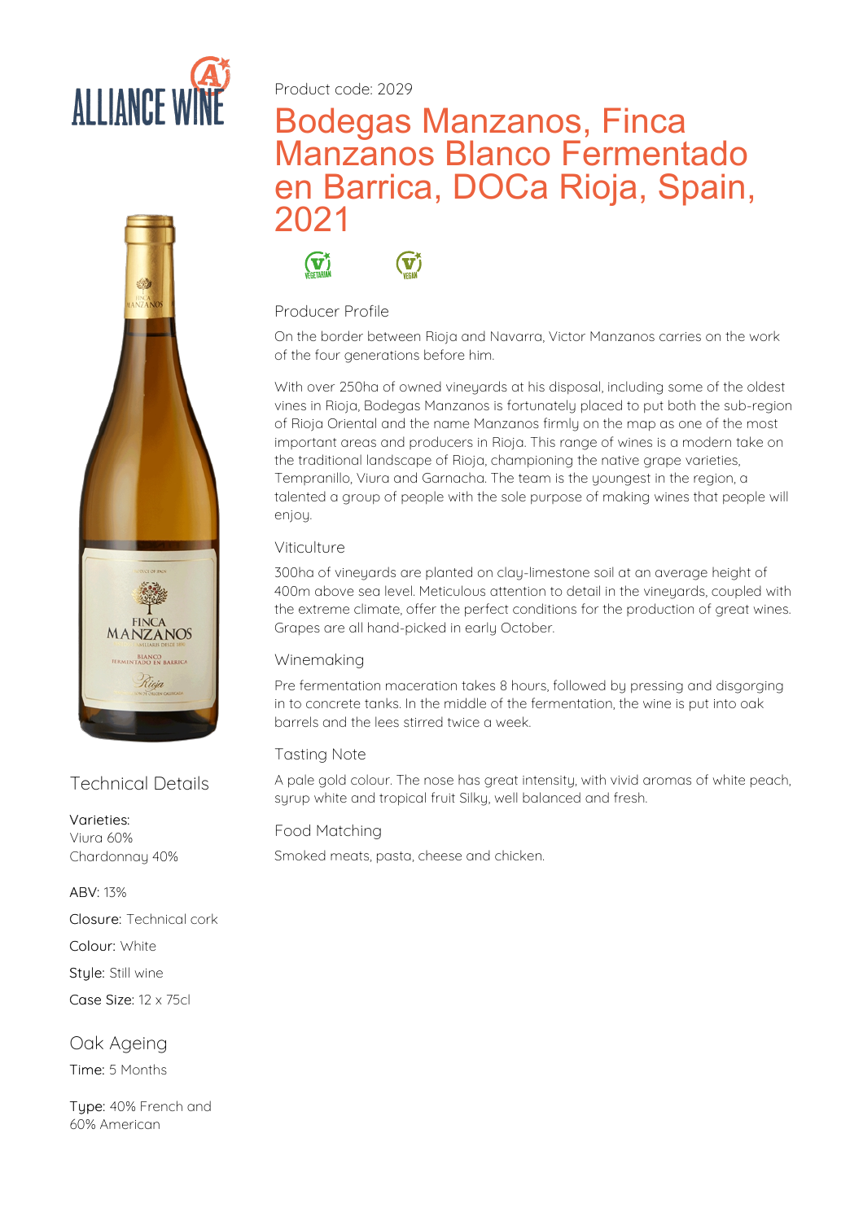Product code: 2029

# Bodegas Manzanos, Finca Manzanos Blanco Fermentado en Barrica, DOCa Rioja, Spain, 2021

VEGETARIAN VEGAN

## Producer Profile

On the border between Rioja and Navarra, Victor Manzanos carries on the work of the four generations before him.

With over 250ha of owned vineyards at his disposal, including some of the oldest vines in Rioja, Bodegas Manzanos is fortunately placed to put both the sub-region of Rioja Oriental and the name Manzanos firmly on the map as one of the most important areas and producers in Rioja. This range of wines is a modern take on the traditional landscape of Rioja, championing the native grape varieties, Tempranillo, Viura and Garnacha. The team is the youngest in the region, a talented a group of people with the sole purpose of making wines that people will enjoy.

## Viticulture

300ha of vineyards are planted on clay-limestone soil at an average height of 400m above sea level. Meticulous attention to detail in the vineyards, coupled with the extreme climate, offer the perfect conditions for the production of great wines. Grapes are all hand-picked in early October.

## Winemaking

Pre fermentation maceration takes 8 hours, followed by pressing and disgorging in to concrete tanks. In the middle of the fermentation, the wine is put into oak barrels and the lees stirred twice a week.

## Tasting Note

A pale gold colour. The nose has great intensity, with vivid aromas of white peach, syrup white and tropical fruit Silky, well balanced and fresh.

## Food Matching

Smoked meats, pasta, cheese and chicken.

## Technical Details

Varieties:
Viura 60%
Chardonnay 40%

ABV: 13%

Closure: Technical cork

Colour: White

Style: Still wine

Case Size: 12 x 75cl

## Oak Ageing

Time: 5 Months

Type: 40% French and 60% American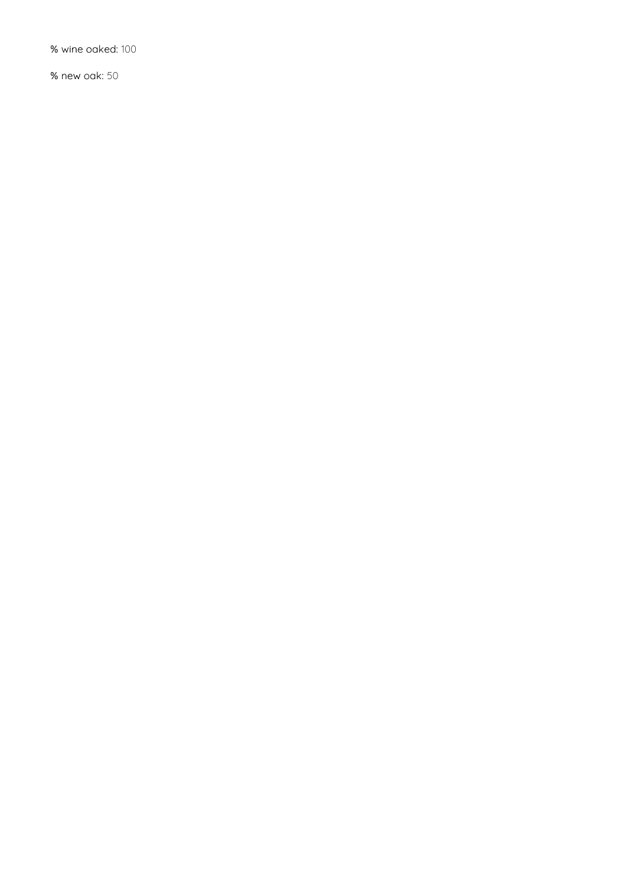% wine oaked: 100

% new oak: 50